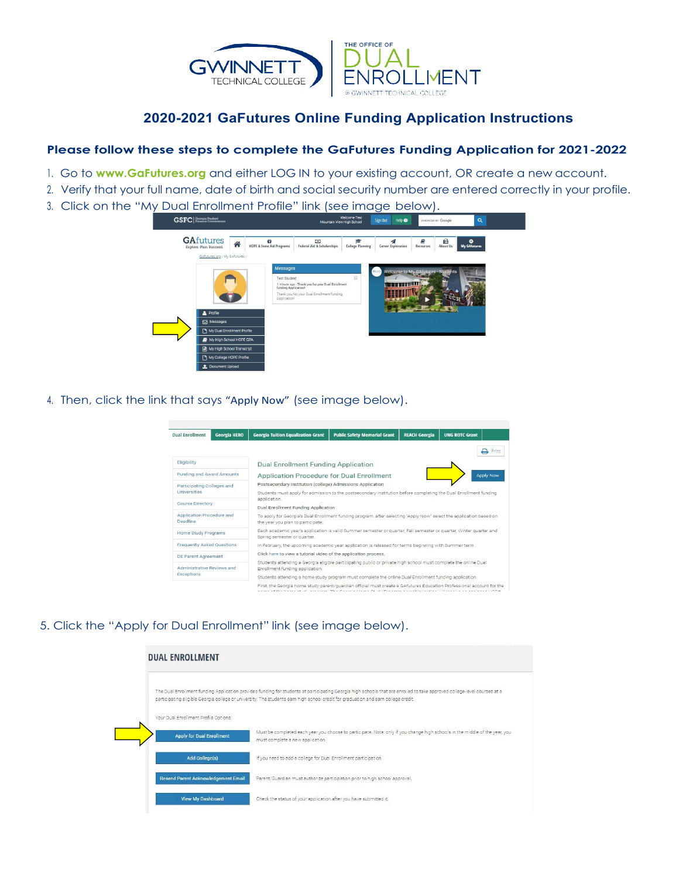# 2020-2021 GaFutures Online Funding Application Instructions

**Please follow these steps to complete the GaFutures Funding Application for 2021-2022**

1. Go to **www.GaFutures.org** and either LOG IN to your existing account, OR create a new account.
2. Verify that your full name, date of birth and social security number are entered correctly in your profile.
3. Click on the "My Dual Enrollment Profile" link (see image below).
4. Then, click the link that says "**Apply Now**" (see image below).
5. Click the "Apply for Dual Enrollment" link (see image below).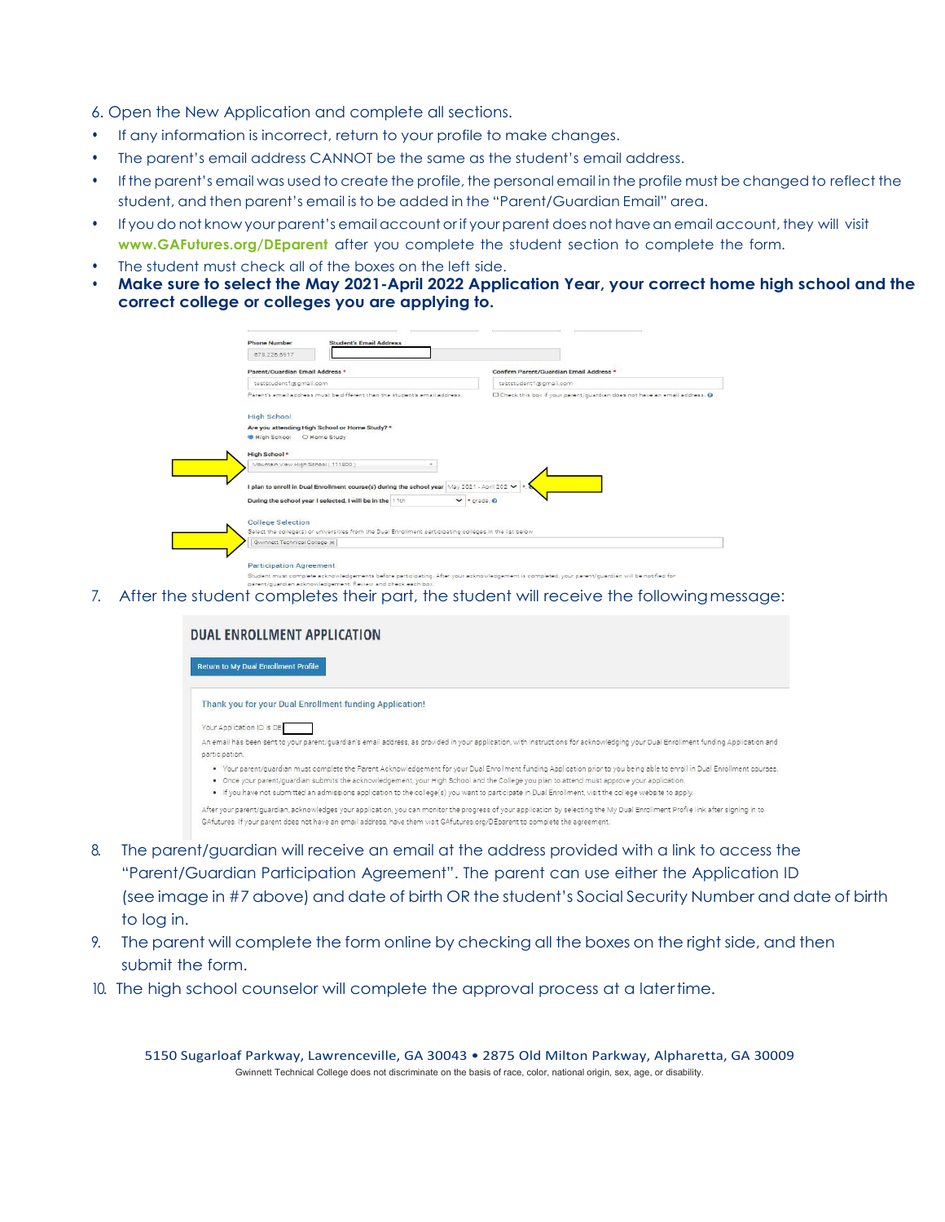6. Open the New Application and complete all sections.

- If any information is incorrect, return to your profile to make changes.
- The parent's email address CANNOT be the same as the student's email address.
- If the parent's email was used to create the profile, the personal email in the profile must be changed to reflect the student, and then parent's email is to be added in the "Parent/Guardian Email" area.
- If you do not know your parent's email account or if your parent does not have an email account, they will visit **www.GAFutures.org/DEparent** after you complete the student section to complete the form.
- The student must check all of the boxes on the left side.
- **Make sure to select the May 2021-April 2022 Application Year, your correct home high school and the correct college or colleges you are applying to.**

Phone Number
Student's Email Address
678.226.6917

Parent/Guardian Email Address *
teststudent1@gmail.com
Parent's email address must be different than the student's email address.

Confirm Parent/Guardian Email Address *
teststudent1@gmail.com
Check this box if your parent/guardian does not have an email address.

High School
Are you attending High School or Home Study? *
High School   Home Study

High School *
Mountain View High School ( 111800 )

I plan to enroll in Dual Enrollment course(s) during the school year May 2021 - April 2022 *

During the school year I selected, I will be in the 11th * grade.

College Selection
Select the college(s) or universities from the Dual Enrollment participating colleges in the list below
Gwinnett Technical College

Participation Agreement
Student must complete acknowledgements before participating. After your acknowledgement is completed, your parent/guardian will be notified for parent/guardian acknowledgement. Review and check each box.

7. After the student completes their part, the student will receive the following message:

DUAL ENROLLMENT APPLICATION

Return to My Dual Enrollment Profile

Thank you for your Dual Enrollment funding Application!

Your Application ID is DE

An email has been sent to your parent/guardian's email address, as provided in your application, with instructions for acknowledging your Dual Enrollment funding Application and participation.

- Your parent/guardian must complete the Parent Acknowledgement for your Dual Enrollment funding Application prior to you being able to enroll in Dual Enrollment courses.
- Once your parent/guardian submits the acknowledgement, your High School and the College you plan to attend must approve your application.
- If you have not submitted an admissions application to the college(s) you want to participate in Dual Enrollment, visit the college website to apply.

After your parent/guardian, acknowledges your application, you can monitor the progress of your application by selecting the My Dual Enrollment Profile link after signing in to GAFutures. If your parent does not have an email address, have them visit GAFutures.org/DEparent to complete the agreement.

8. The parent/guardian will receive an email at the address provided with a link to access the "Parent/Guardian Participation Agreement". The parent can use either the Application ID (see image in #7 above) and date of birth OR the student's Social Security Number and date of birth to log in.
9. The parent will complete the form online by checking all the boxes on the right side, and then submit the form.
10. The high school counselor will complete the approval process at a later time.

5150 Sugarloaf Parkway, Lawrenceville, GA 30043 • 2875 Old Milton Parkway, Alpharetta, GA 30009

Gwinnett Technical College does not discriminate on the basis of race, color, national origin, sex, age, or disability.